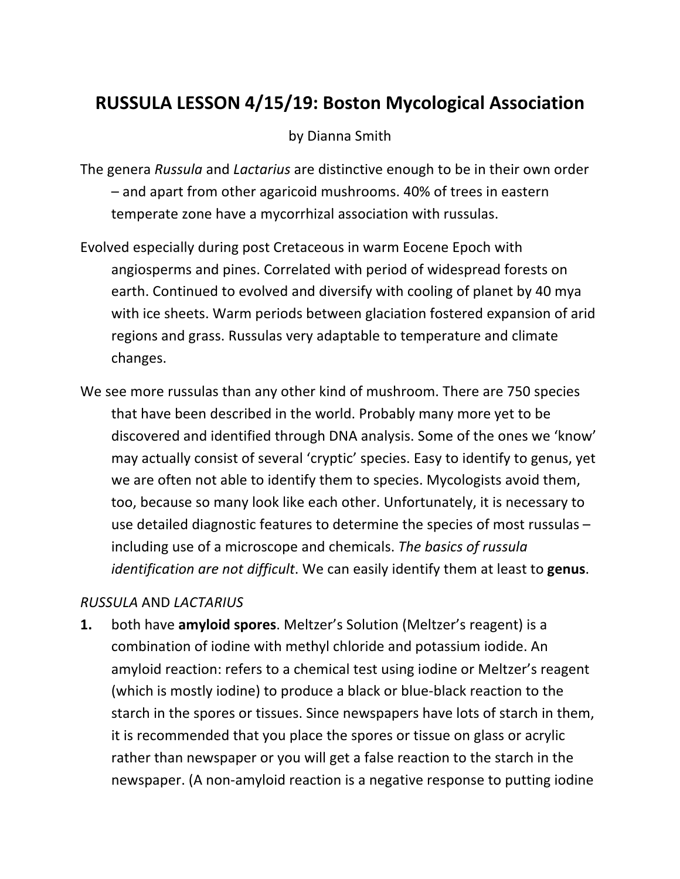# RUSSULA LESSON 4/15/19: Boston Mycological Association

by Dianna Smith

The genera *Russula* and *Lactarius* are distinctive enough to be in their own order – and apart from other agaricoid mushrooms. 40% of trees in eastern temperate zone have a mycorrhizal association with russulas.

Evolved especially during post Cretaceous in warm Eocene Epoch with angiosperms and pines. Correlated with period of widespread forests on earth. Continued to evolved and diversify with cooling of planet by 40 mya with ice sheets. Warm periods between glaciation fostered expansion of arid regions and grass. Russulas very adaptable to temperature and climate changes.

We see more russulas than any other kind of mushroom. There are 750 species that have been described in the world. Probably many more yet to be discovered and identified through DNA analysis. Some of the ones we 'know' may actually consist of several 'cryptic' species. Easy to identify to genus, yet we are often not able to identify them to species. Mycologists avoid them, too, because so many look like each other. Unfortunately, it is necessary to use detailed diagnostic features to determine the species of most russulas – including use of a microscope and chemicals. *The basics of russula identification are not difficult*. We can easily identify them at least to **genus**.

*RUSSULA* AND *LACTARIUS*

1. both have **amyloid spores**. Meltzer's Solution (Meltzer's reagent) is a combination of iodine with methyl chloride and potassium iodide. An amyloid reaction: refers to a chemical test using iodine or Meltzer's reagent (which is mostly iodine) to produce a black or blue-black reaction to the starch in the spores or tissues. Since newspapers have lots of starch in them, it is recommended that you place the spores or tissue on glass or acrylic rather than newspaper or you will get a false reaction to the starch in the newspaper. (A non-amyloid reaction is a negative response to putting iodine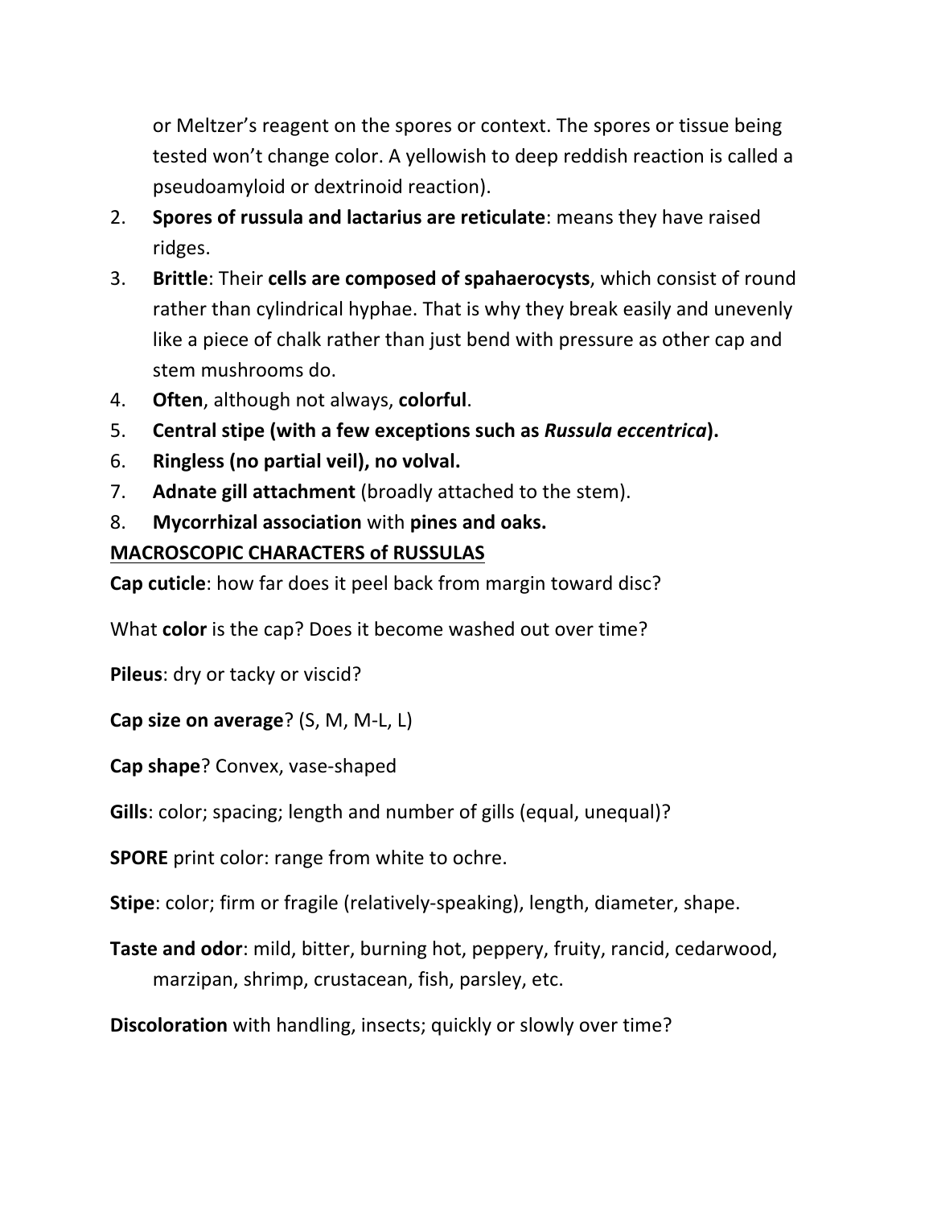or Meltzer's reagent on the spores or context. The spores or tissue being tested won't change color. A yellowish to deep reddish reaction is called a pseudoamyloid or dextrinoid reaction).

2. **Spores of russula and lactarius are reticulate**: means they have raised ridges.
3. **Brittle**: Their **cells are composed of spahaerocysts**, which consist of round rather than cylindrical hyphae. That is why they break easily and unevenly like a piece of chalk rather than just bend with pressure as other cap and stem mushrooms do.
4. **Often**, although not always, **colorful**.
5. **Central stipe (with a few exceptions such as *Russula eccentrica*).**
6. **Ringless (no partial veil), no volval.**
7. **Adnate gill attachment** (broadly attached to the stem).
8. **Mycorrhizal association** with **pines and oaks.**

**<u>MACROSCOPIC CHARACTERS of RUSSULAS</u>**

**Cap cuticle**: how far does it peel back from margin toward disc?

What **color** is the cap? Does it become washed out over time?

**Pileus**: dry or tacky or viscid?

**Cap size on average**? (S, M, M-L, L)

**Cap shape**? Convex, vase-shaped

**Gills**: color; spacing; length and number of gills (equal, unequal)?

**SPORE** print color: range from white to ochre.

**Stipe**: color; firm or fragile (relatively-speaking), length, diameter, shape.

**Taste and odor**: mild, bitter, burning hot, peppery, fruity, rancid, cedarwood, marzipan, shrimp, crustacean, fish, parsley, etc.

**Discoloration** with handling, insects; quickly or slowly over time?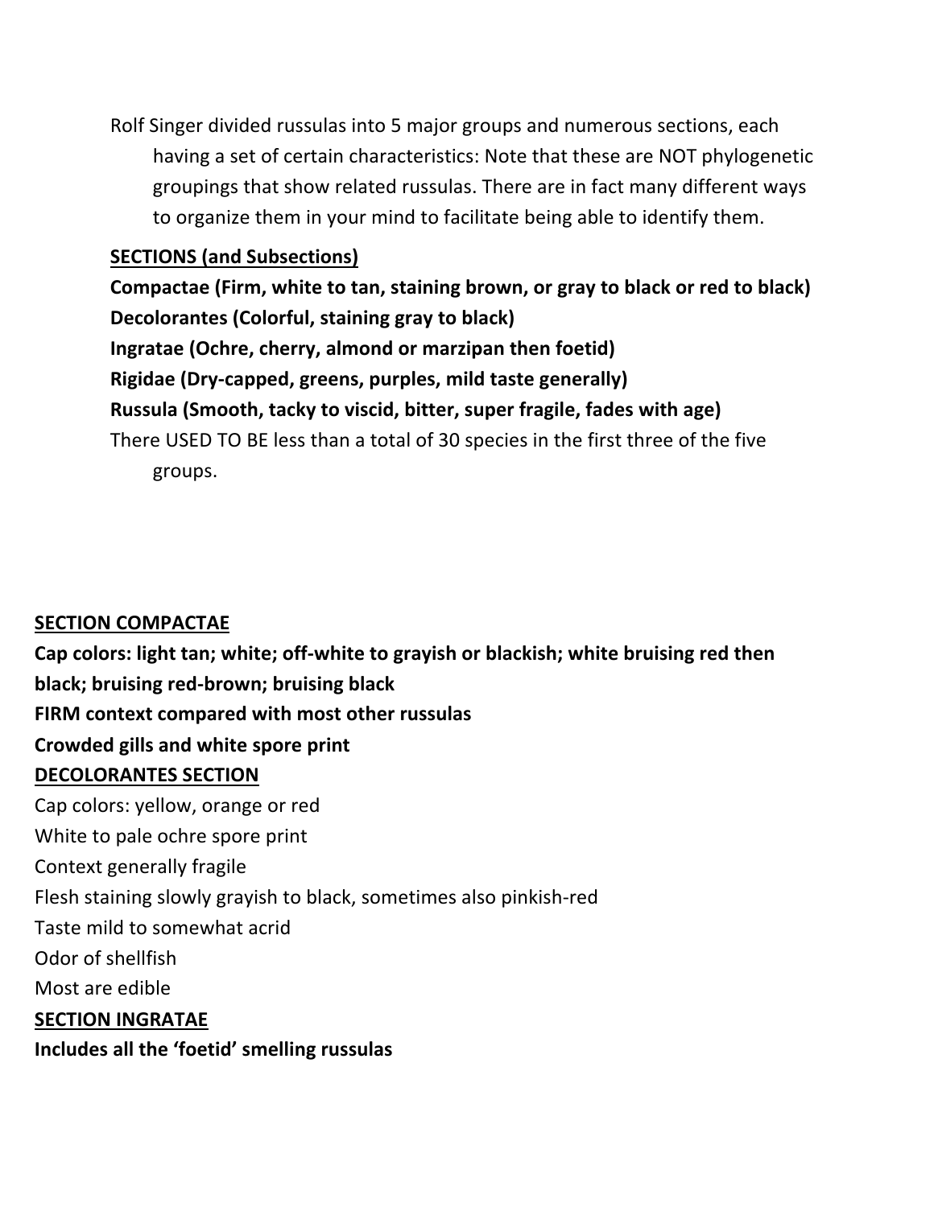Rolf Singer divided russulas into 5 major groups and numerous sections, each having a set of certain characteristics: Note that these are NOT phylogenetic groupings that show related russulas. There are in fact many different ways to organize them in your mind to facilitate being able to identify them.

**<u>SECTIONS (and Subsections)</u>**

**Compactae (Firm, white to tan, staining brown, or gray to black or red to black)**
**Decolorantes (Colorful, staining gray to black)**
**Ingratae (Ochre, cherry, almond or marzipan then foetid)**
**Rigidae (Dry-capped, greens, purples, mild taste generally)**
**Russula (Smooth, tacky to viscid, bitter, super fragile, fades with age)**

There USED TO BE less than a total of 30 species in the first three of the five groups.

**<u>SECTION COMPACTAE</u>**

**Cap colors: light tan; white; off-white to grayish or blackish; white bruising red then black; bruising red-brown; bruising black**
**FIRM context compared with most other russulas**
**Crowded gills and white spore print**

**<u>DECOLORANTES SECTION</u>**

Cap colors: yellow, orange or red
White to pale ochre spore print
Context generally fragile
Flesh staining slowly grayish to black, sometimes also pinkish-red
Taste mild to somewhat acrid
Odor of shellfish
Most are edible

**<u>SECTION INGRATAE</u>**

**Includes all the 'foetid' smelling russulas**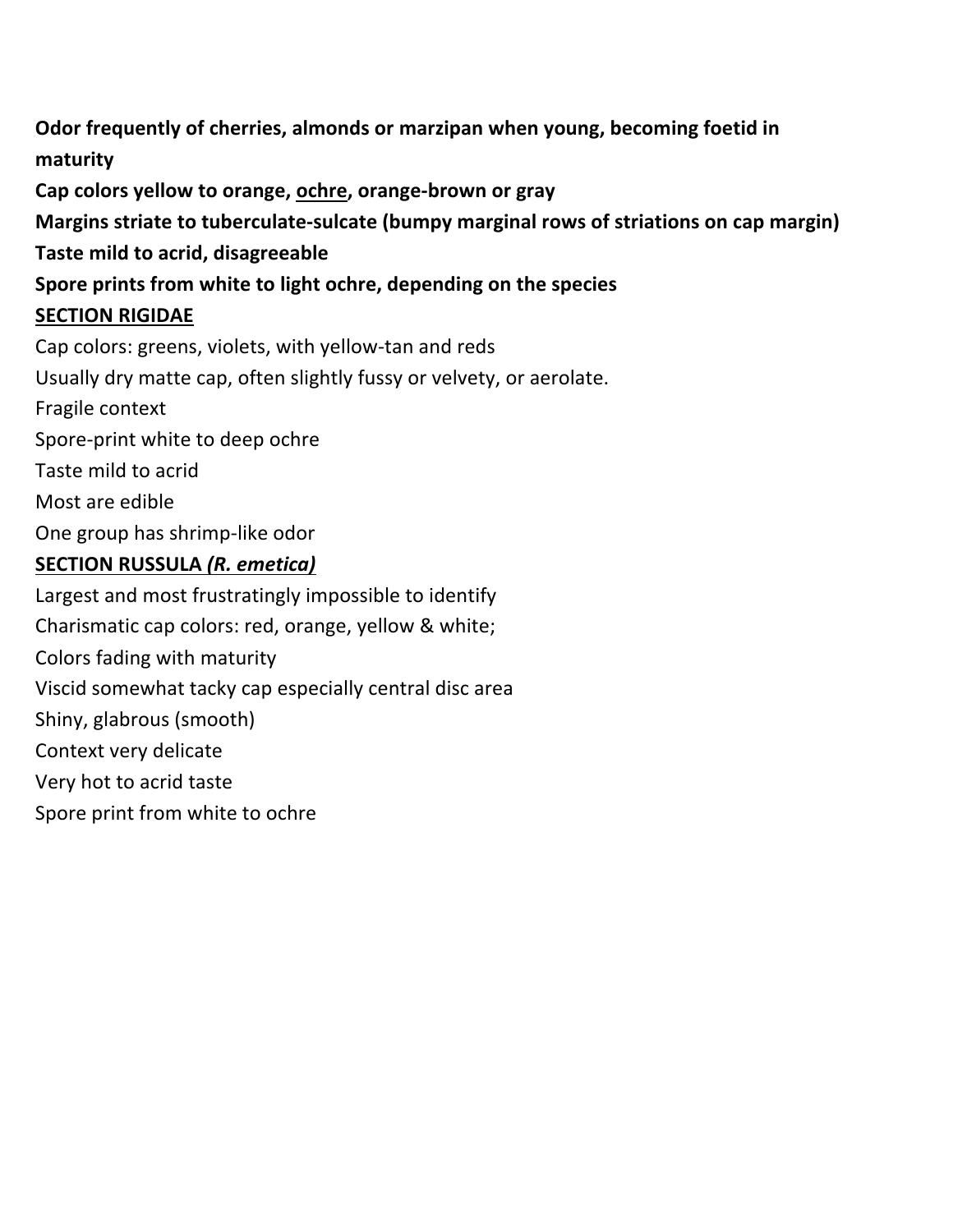**Odor frequently of cherries, almonds or marzipan when young, becoming foetid in maturity**

**Cap colors yellow to orange, <u>ochre</u>, orange-brown or gray**

**Margins striate to tuberculate-sulcate (bumpy marginal rows of striations on cap margin)**

**Taste mild to acrid, disagreeable**

**Spore prints from white to light ochre, depending on the species**

**<u>SECTION RIGIDAE</u>**

Cap colors: greens, violets, with yellow-tan and reds

Usually dry matte cap, often slightly fussy or velvety, or aerolate.

Fragile context

Spore-print white to deep ochre

Taste mild to acrid

Most are edible

One group has shrimp-like odor

**<u>SECTION RUSSULA *(R. emetica)*</u>**

Largest and most frustratingly impossible to identify

Charismatic cap colors: red, orange, yellow & white;

Colors fading with maturity

Viscid somewhat tacky cap especially central disc area

Shiny, glabrous (smooth)

Context very delicate

Very hot to acrid taste

Spore print from white to ochre